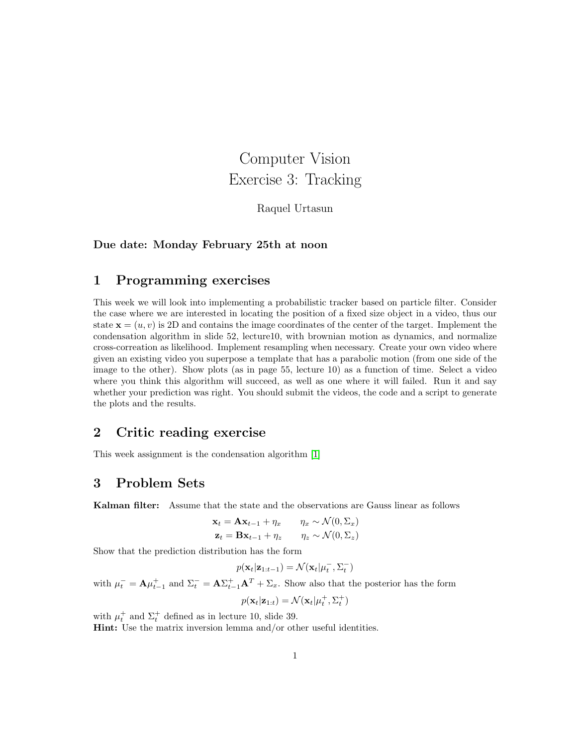# Computer Vision
# Exercise 3: Tracking

Raquel Urtasun

**Due date: Monday February 25th at noon**

## 1 Programming exercises

This week we will look into implementing a probabilistic tracker based on particle filter. Consider the case where we are interested in locating the position of a fixed size object in a video, thus our state $\mathbf{x} = (u, v)$ is 2D and contains the image coordinates of the center of the target. Implement the condensation algorithm in slide 52, lecture10, with brownian motion as dynamics, and normalize cross-correation as likelihood. Implement resampling when necessary. Create your own video where given an existing video you superpose a template that has a parabolic motion (from one side of the image to the other). Show plots (as in page 55, lecture 10) as a function of time. Select a video where you think this algorithm will succeed, as well as one where it will failed. Run it and say whether your prediction was right. You should submit the videos, the code and a script to generate the plots and the results.

## 2 Critic reading exercise

This week assignment is the condensation algorithm [1]

## 3 Problem Sets

**Kalman filter:** Assume that the state and the observations are Gauss linear as follows

$$\mathbf{x}_t = \mathbf{A}\mathbf{x}_{t-1} + \eta_x \qquad \eta_x \sim \mathcal{N}(0, \Sigma_x)$$
$$\mathbf{z}_t = \mathbf{B}\mathbf{x}_{t-1} + \eta_z \qquad \eta_z \sim \mathcal{N}(0, \Sigma_z)$$

Show that the prediction distribution has the form

$$p(\mathbf{x}_t|\mathbf{z}_{1:t-1}) = \mathcal{N}(\mathbf{x}_t|\mu_t^-, \Sigma_t^-)$$

with $\mu_t^- = \mathbf{A}\mu_{t-1}^+$ and $\Sigma_t^- = \mathbf{A}\Sigma_{t-1}^+\mathbf{A}^T + \Sigma_x$. Show also that the posterior has the form

$$p(\mathbf{x}_t|\mathbf{z}_{1:t}) = \mathcal{N}(\mathbf{x}_t|\mu_t^+, \Sigma_t^+)$$

with $\mu_t^+$ and $\Sigma_t^+$ defined as in lecture 10, slide 39.
**Hint:** Use the matrix inversion lemma and/or other useful identities.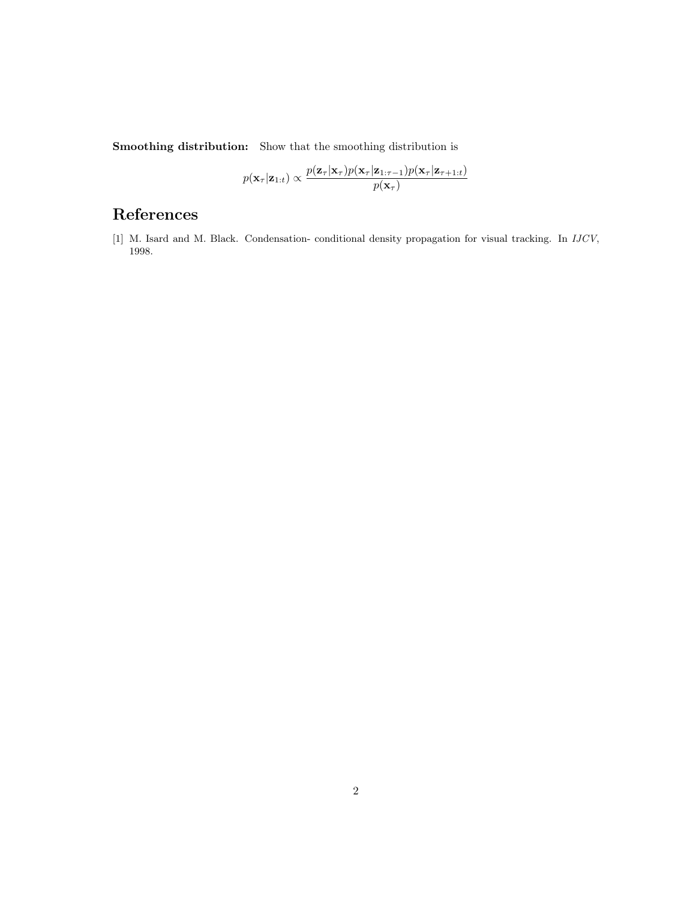**Smoothing distribution:** Show that the smoothing distribution is

$$p(\mathbf{x}_\tau|\mathbf{z}_{1:t}) \propto \frac{p(\mathbf{z}_\tau|\mathbf{x}_\tau)p(\mathbf{x}_\tau|\mathbf{z}_{1:\tau-1})p(\mathbf{x}_\tau|\mathbf{z}_{\tau+1:t})}{p(\mathbf{x}_\tau)}$$

# References

[1] M. Isard and M. Black. Condensation- conditional density propagation for visual tracking. In *IJCV*, 1998.